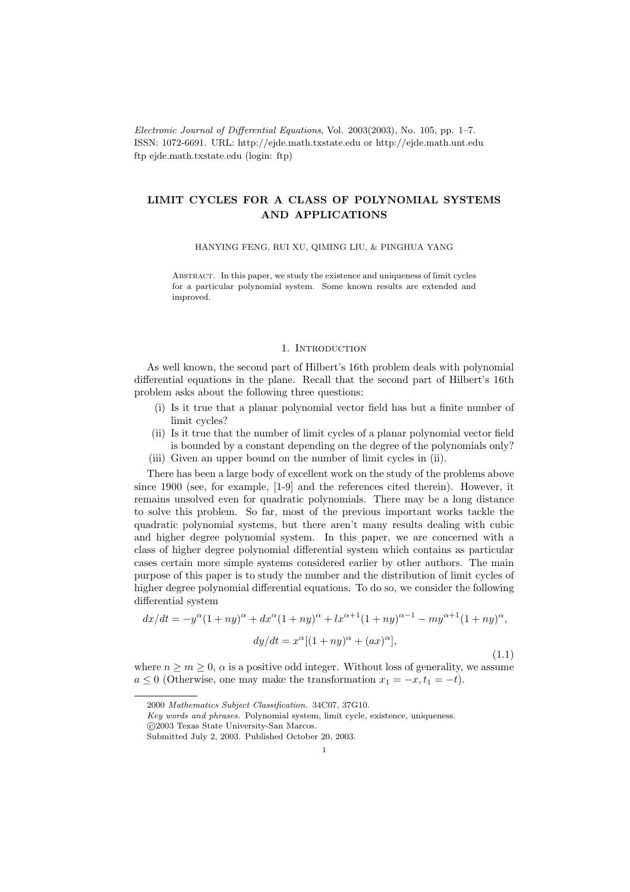# LIMIT CYCLES FOR A CLASS OF POLYNOMIAL SYSTEMS AND APPLICATIONS

HANYING FENG, RUI XU, QIMING LIU, & PINGHUA YANG

Abstract. In this paper, we study the existence and uniqueness of limit cycles for a particular polynomial system. Some known results are extended and improved.

## 1. Introduction

As well known, the second part of Hilbert's 16th problem deals with polynomial differential equations in the plane. Recall that the second part of Hilbert's 16th problem asks about the following three questions:

- (i) Is it true that a planar polynomial vector field has but a finite number of limit cycles?
- (ii) Is it true that the number of limit cycles of a planar polynomial vector field is bounded by a constant depending on the degree of the polynomials only?
- (iii) Given an upper bound on the number of limit cycles in (ii).

There has been a large body of excellent work on the study of the problems above since 1900 (see, for example, [1-9] and the references cited therein). However, it remains unsolved even for quadratic polynomials. There may be a long distance to solve this problem. So far, most of the previous important works tackle the quadratic polynomial systems, but there aren't many results dealing with cubic and higher degree polynomial system. In this paper, we are concerned with a class of higher degree polynomial differential system which contains as particular cases certain more simple systems considered earlier by other authors. The main purpose of this paper is to study the number and the distribution of limit cycles of higher degree polynomial differential equations. To do so, we consider the following differential system

$$dx/dt = -y^{\alpha}(1+ny)^{\alpha} + dx^{\alpha}(1+ny)^{\alpha} + lx^{\alpha+1}(1+ny)^{\alpha-1} - my^{\alpha+1}(1+ny)^{\alpha},$$

$$dy/dt = x^{\alpha}[(1+ny)^{\alpha} + (ax)^{\alpha}], \tag{1.1}$$

where $n \geq m \geq 0$, $\alpha$ is a positive odd integer. Without loss of generality, we assume $a \leq 0$ (Otherwise, one may make the transformation $x_1 = -x, t_1 = -t$).

2000 *Mathematics Subject Classification.* 34C07, 37G10.

*Key words and phrases.* Polynomial system, limit cycle, existence, uniqueness.

©2003 Texas State University-San Marcos.

Submitted July 2, 2003. Published October 20, 2003.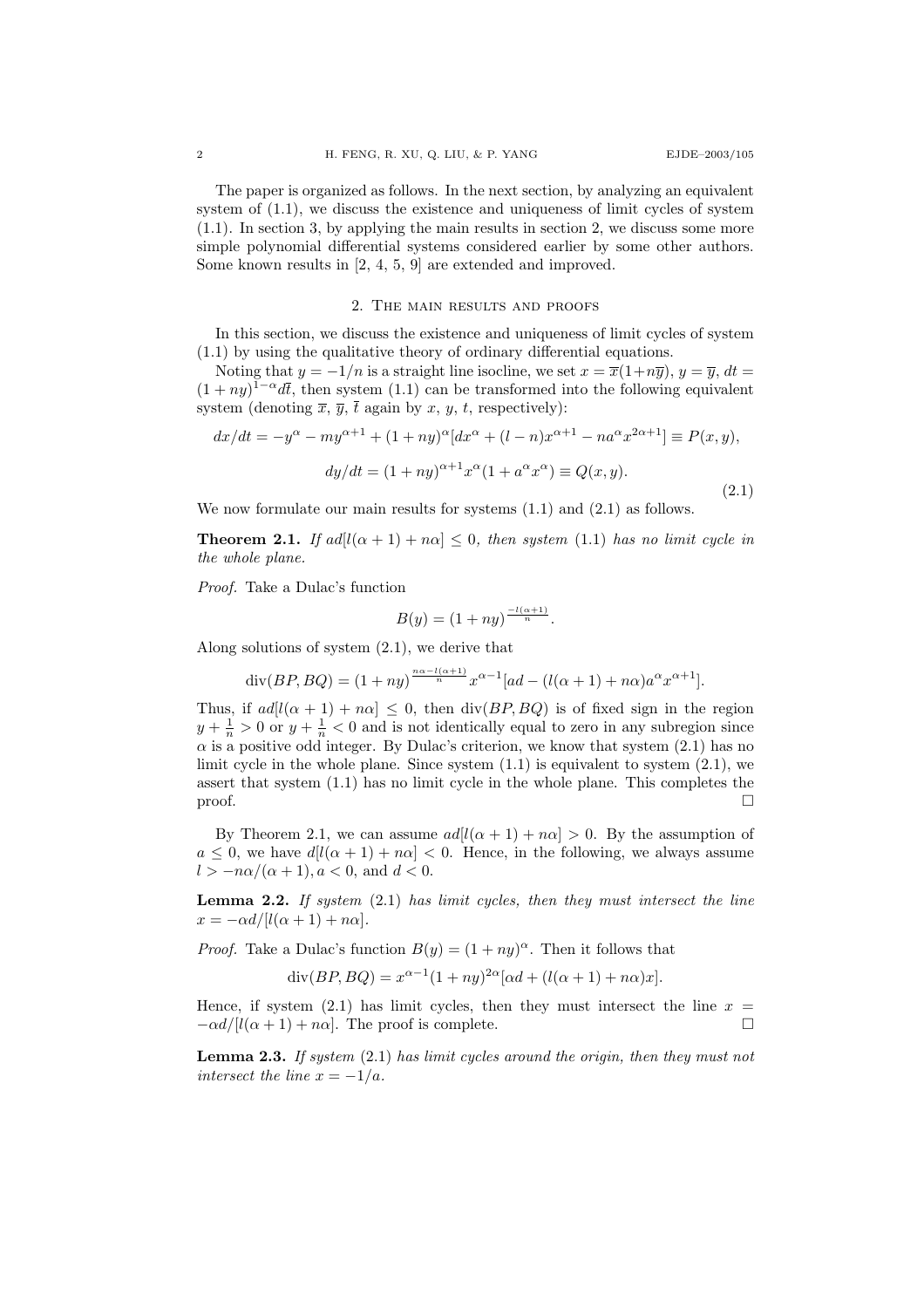The paper is organized as follows. In the next section, by analyzing an equivalent system of (1.1), we discuss the existence and uniqueness of limit cycles of system (1.1). In section 3, by applying the main results in section 2, we discuss some more simple polynomial differential systems considered earlier by some other authors. Some known results in [2, 4, 5, 9] are extended and improved.

## 2. The main results and proofs

In this section, we discuss the existence and uniqueness of limit cycles of system (1.1) by using the qualitative theory of ordinary differential equations.

Noting that $y = -1/n$ is a straight line isocline, we set $x = \overline{x}(1+n\overline{y})$, $y = \overline{y}$, $dt = (1+ny)^{1-\alpha}d\overline{t}$, then system (1.1) can be transformed into the following equivalent system (denoting $\overline{x}$, $\overline{y}$, $\overline{t}$ again by $x$, $y$, $t$, respectively):

$$
\begin{gathered}
dx/dt = -y^{\alpha} - my^{\alpha+1} + (1+ny)^{\alpha}[dx^{\alpha} + (l-n)x^{\alpha+1} - na^{\alpha}x^{2\alpha+1}] \equiv P(x,y), \\
dy/dt = (1+ny)^{\alpha+1}x^{\alpha}(1+a^{\alpha}x^{\alpha}) \equiv Q(x,y).
\end{gathered}
\tag{2.1}
$$

We now formulate our main results for systems (1.1) and (2.1) as follows.

**Theorem 2.1.** *If $ad[l(\alpha+1)+n\alpha] \le 0$, then system (1.1) has no limit cycle in the whole plane.*

*Proof.* Take a Dulac's function

$$B(y) = (1+ny)^{\frac{-l(\alpha+1)}{n}}.$$

Along solutions of system (2.1), we derive that

$$\operatorname{div}(BP, BQ) = (1+ny)^{\frac{n\alpha - l(\alpha+1)}{n}} x^{\alpha-1}[ad - (l(\alpha+1)+n\alpha)a^{\alpha}x^{\alpha+1}].$$

Thus, if $ad[l(\alpha+1)+n\alpha] \le 0$, then $\operatorname{div}(BP, BQ)$ is of fixed sign in the region $y + \frac{1}{n} > 0$ or $y + \frac{1}{n} < 0$ and is not identically equal to zero in any subregion since $\alpha$ is a positive odd integer. By Dulac's criterion, we know that system (2.1) has no limit cycle in the whole plane. Since system (1.1) is equivalent to system (2.1), we assert that system (1.1) has no limit cycle in the whole plane. This completes the proof. $\square$

By Theorem 2.1, we can assume $ad[l(\alpha+1)+n\alpha] > 0$. By the assumption of $a \le 0$, we have $d[l(\alpha+1)+n\alpha] < 0$. Hence, in the following, we always assume $l > -n\alpha/(\alpha+1)$, $a < 0$, and $d < 0$.

**Lemma 2.2.** *If system (2.1) has limit cycles, then they must intersect the line $x = -\alpha d/[l(\alpha+1)+n\alpha]$.*

*Proof.* Take a Dulac's function $B(y) = (1+ny)^{\alpha}$. Then it follows that

$$\operatorname{div}(BP, BQ) = x^{\alpha-1}(1+ny)^{2\alpha}[\alpha d + (l(\alpha+1)+n\alpha)x].$$

Hence, if system (2.1) has limit cycles, then they must intersect the line $x = -\alpha d/[l(\alpha+1)+n\alpha]$. The proof is complete. $\square$

**Lemma 2.3.** *If system (2.1) has limit cycles around the origin, then they must not intersect the line $x = -1/a$.*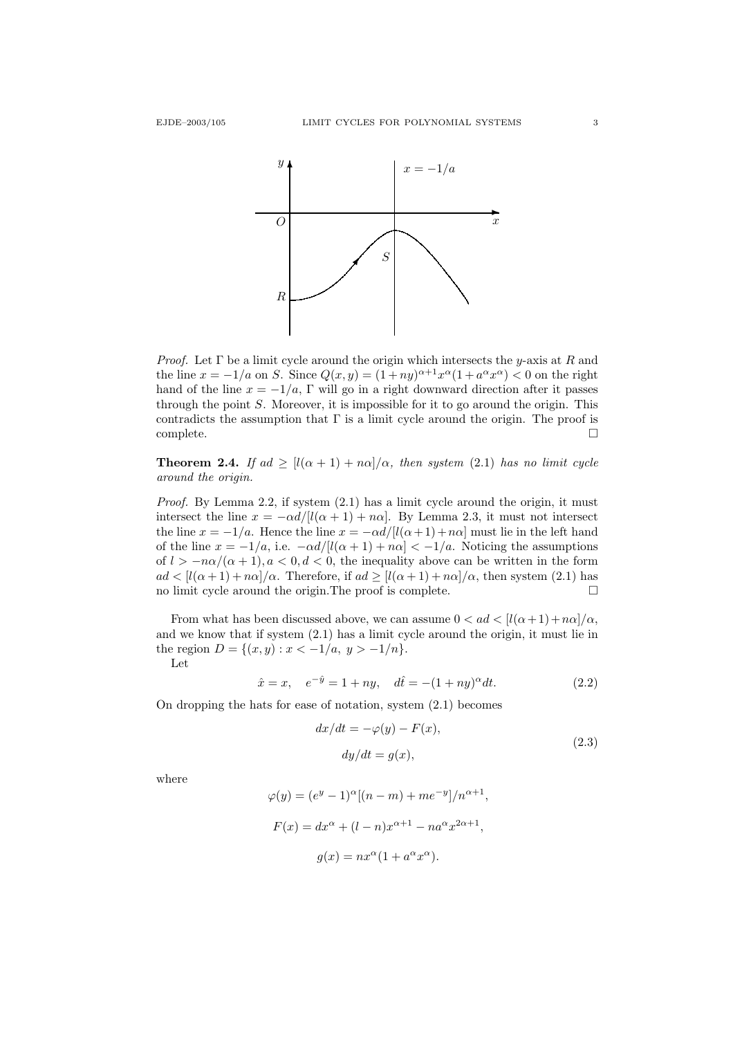*Proof.* Let $\Gamma$ be a limit cycle around the origin which intersects the $y$-axis at $R$ and the line $x = -1/a$ on $S$. Since $Q(x,y) = (1+ny)^{\alpha+1}x^{\alpha}(1+a^{\alpha}x^{\alpha}) < 0$ on the right hand of the line $x = -1/a$, $\Gamma$ will go in a right downward direction after it passes through the point $S$. Moreover, it is impossible for it to go around the origin. This contradicts the assumption that $\Gamma$ is a limit cycle around the origin. The proof is complete. □

**Theorem 2.4.** *If $ad \geq [l(\alpha+1)+n\alpha]/\alpha$, then system (2.1) has no limit cycle around the origin.*

*Proof.* By Lemma 2.2, if system (2.1) has a limit cycle around the origin, it must intersect the line $x = -\alpha d/[l(\alpha+1)+n\alpha]$. By Lemma 2.3, it must not intersect the line $x = -1/a$. Hence the line $x = -\alpha d/[l(\alpha+1)+n\alpha]$ must lie in the left hand of the line $x = -1/a$, i.e. $-\alpha d/[l(\alpha+1)+n\alpha] < -1/a$. Noticing the assumptions of $l > -n\alpha/(\alpha+1), a < 0, d < 0$, the inequality above can be written in the form $ad < [l(\alpha+1)+n\alpha]/\alpha$. Therefore, if $ad \geq [l(\alpha+1)+n\alpha]/\alpha$, then system (2.1) has no limit cycle around the origin.The proof is complete. □

From what has been discussed above, we can assume $0 < ad < [l(\alpha+1)+n\alpha]/\alpha$, and we know that if system (2.1) has a limit cycle around the origin, it must lie in the region $D = \{(x,y) : x < -1/a,\ y > -1/n\}$.

Let

$$\hat{x} = x, \quad e^{-\hat{y}} = 1+ny, \quad d\hat{t} = -(1+ny)^{\alpha}dt. \tag{2.2}$$

On dropping the hats for ease of notation, system (2.1) becomes

$$\begin{aligned} dx/dt &= -\varphi(y) - F(x), \\ dy/dt &= g(x), \end{aligned} \tag{2.3}$$

where

$$\varphi(y) = (e^{y}-1)^{\alpha}[(n-m)+me^{-y}]/n^{\alpha+1},$$

$$F(x) = dx^{\alpha} + (l-n)x^{\alpha+1} - na^{\alpha}x^{2\alpha+1},$$

$$g(x) = nx^{\alpha}(1+a^{\alpha}x^{\alpha}).$$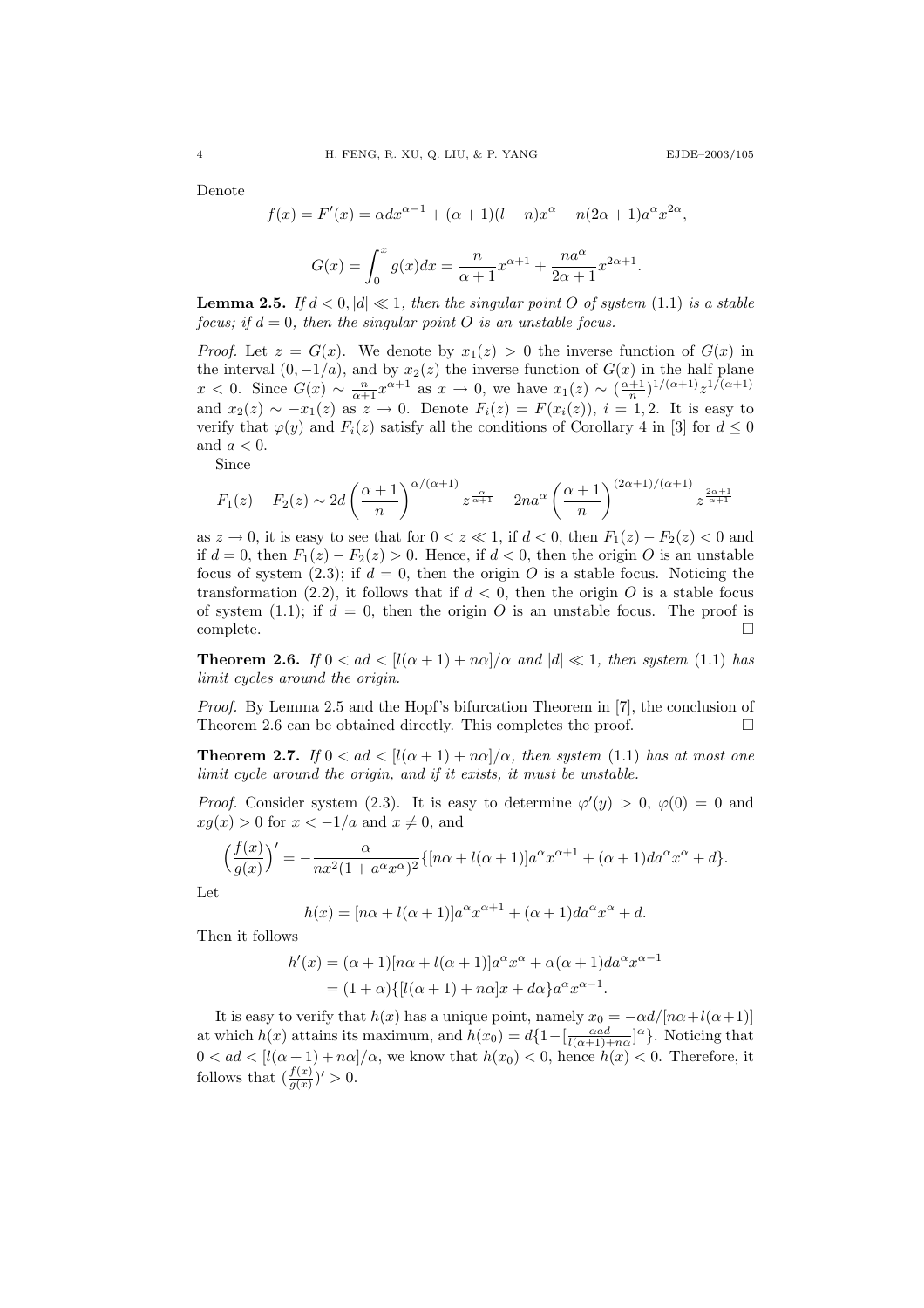Denote

$$f(x) = F'(x) = \alpha d x^{\alpha-1} + (\alpha+1)(l-n)x^{\alpha} - n(2\alpha+1)a^{\alpha}x^{2\alpha},$$

$$G(x) = \int_0^x g(x)dx = \frac{n}{\alpha+1}x^{\alpha+1} + \frac{na^{\alpha}}{2\alpha+1}x^{2\alpha+1}.$$

**Lemma 2.5.** *If $d < 0, |d| \ll 1$, then the singular point $O$ of system (1.1) is a stable focus; if $d = 0$, then the singular point $O$ is an unstable focus.*

*Proof.* Let $z = G(x)$. We denote by $x_1(z) > 0$ the inverse function of $G(x)$ in the interval $(0, -1/a)$, and by $x_2(z)$ the inverse function of $G(x)$ in the half plane $x < 0$. Since $G(x) \sim \frac{n}{\alpha+1}x^{\alpha+1}$ as $x \to 0$, we have $x_1(z) \sim (\frac{\alpha+1}{n})^{1/(\alpha+1)}z^{1/(\alpha+1)}$ and $x_2(z) \sim -x_1(z)$ as $z \to 0$. Denote $F_i(z) = F(x_i(z))$, $i = 1, 2$. It is easy to verify that $\varphi(y)$ and $F_i(z)$ satisfy all the conditions of Corollary 4 in [3] for $d \le 0$ and $a < 0$.

Since

$$F_1(z) - F_2(z) \sim 2d\left(\frac{\alpha+1}{n}\right)^{\alpha/(\alpha+1)} z^{\frac{\alpha}{\alpha+1}} - 2na^{\alpha}\left(\frac{\alpha+1}{n}\right)^{(2\alpha+1)/(\alpha+1)} z^{\frac{2\alpha+1}{\alpha+1}}$$

as $z \to 0$, it is easy to see that for $0 < z \ll 1$, if $d < 0$, then $F_1(z) - F_2(z) < 0$ and if $d = 0$, then $F_1(z) - F_2(z) > 0$. Hence, if $d < 0$, then the origin $O$ is an unstable focus of system (2.3); if $d = 0$, then the origin $O$ is a stable focus. Noticing the transformation (2.2), it follows that if $d < 0$, then the origin $O$ is a stable focus of system (1.1); if $d = 0$, then the origin $O$ is an unstable focus. The proof is complete. $\square$

**Theorem 2.6.** *If $0 < ad < [l(\alpha+1) + n\alpha]/\alpha$ and $|d| \ll 1$, then system (1.1) has limit cycles around the origin.*

*Proof.* By Lemma 2.5 and the Hopf's bifurcation Theorem in [7], the conclusion of Theorem 2.6 can be obtained directly. This completes the proof. $\square$

**Theorem 2.7.** *If $0 < ad < [l(\alpha+1) + n\alpha]/\alpha$, then system (1.1) has at most one limit cycle around the origin, and if it exists, it must be unstable.*

*Proof.* Consider system (2.3). It is easy to determine $\varphi'(y) > 0$, $\varphi(0) = 0$ and $xg(x) > 0$ for $x < -1/a$ and $x \neq 0$, and

$$\Big(\frac{f(x)}{g(x)}\Big)' = -\frac{\alpha}{nx^2(1+a^{\alpha}x^{\alpha})^2}\{[n\alpha + l(\alpha+1)]a^{\alpha}x^{\alpha+1} + (\alpha+1)da^{\alpha}x^{\alpha} + d\}.$$

Let

$$h(x) = [n\alpha + l(\alpha+1)]a^{\alpha}x^{\alpha+1} + (\alpha+1)da^{\alpha}x^{\alpha} + d.$$

Then it follows

$$\begin{aligned} h'(x) &= (\alpha+1)[n\alpha + l(\alpha+1)]a^{\alpha}x^{\alpha} + \alpha(\alpha+1)da^{\alpha}x^{\alpha-1} \\ &= (1+\alpha)\{[l(\alpha+1) + n\alpha]x + d\alpha\}a^{\alpha}x^{\alpha-1}. \end{aligned}$$

It is easy to verify that $h(x)$ has a unique point, namely $x_0 = -\alpha d/[n\alpha + l(\alpha+1)]$ at which $h(x)$ attains its maximum, and $h(x_0) = d\{1 - [\frac{\alpha a d}{l(\alpha+1)+n\alpha}]^{\alpha}\}$. Noticing that $0 < ad < [l(\alpha+1) + n\alpha]/\alpha$, we know that $h(x_0) < 0$, hence $h(x) < 0$. Therefore, it follows that $(\frac{f(x)}{g(x)})' > 0$.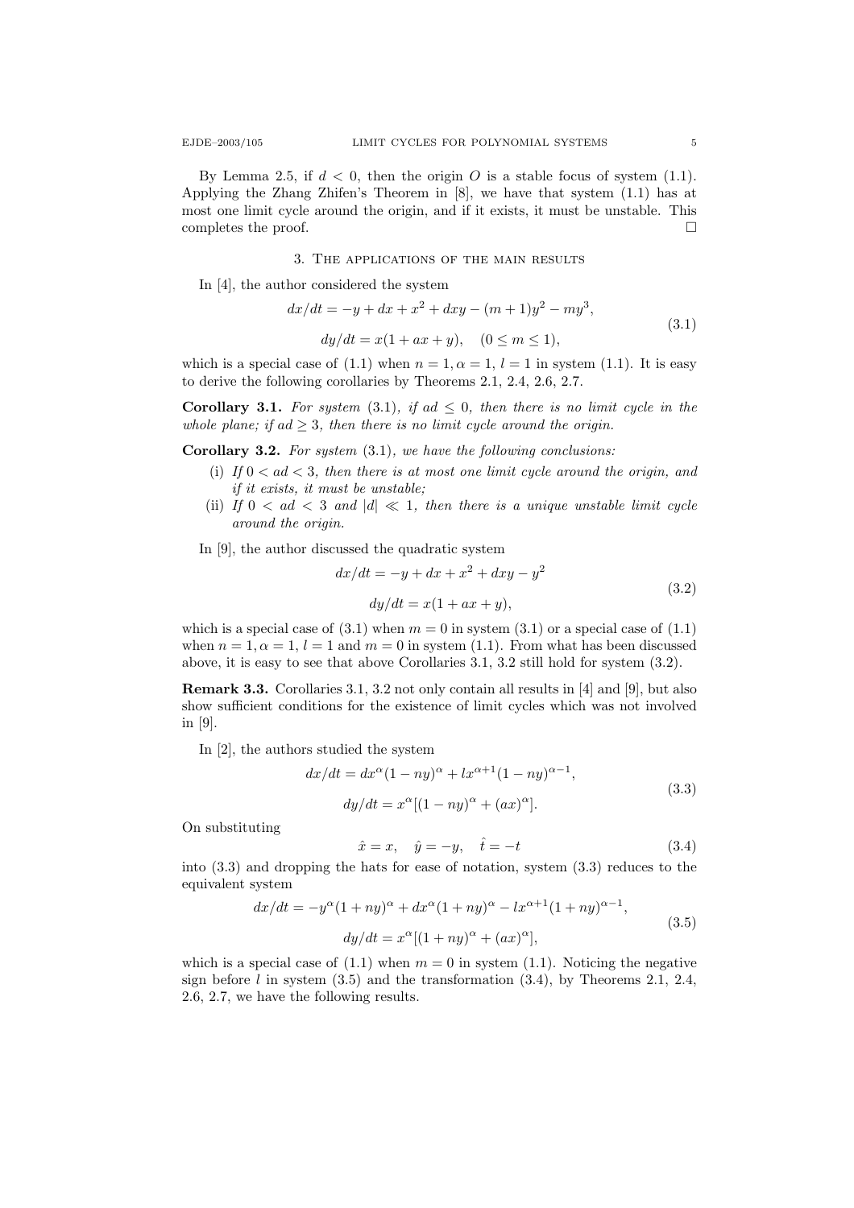By Lemma 2.5, if $d < 0$, then the origin $O$ is a stable focus of system (1.1). Applying the Zhang Zhifen's Theorem in [8], we have that system (1.1) has at most one limit cycle around the origin, and if it exists, it must be unstable. This completes the proof. □

## 3. The applications of the main results

In [4], the author considered the system

$$
\begin{aligned}
dx/dt &= -y + dx + x^2 + dxy - (m+1)y^2 - my^3, \\
dy/dt &= x(1 + ax + y), \quad (0 \le m \le 1),
\end{aligned}
\tag{3.1}
$$

which is a special case of (1.1) when $n = 1, \alpha = 1, l = 1$ in system (1.1). It is easy to derive the following corollaries by Theorems 2.1, 2.4, 2.6, 2.7.

**Corollary 3.1.** *For system* (3.1)*, if $ad \le 0$, then there is no limit cycle in the whole plane; if $ad \ge 3$, then there is no limit cycle around the origin.*

**Corollary 3.2.** *For system* (3.1)*, we have the following conclusions:*

- (i) *If $0 < ad < 3$, then there is at most one limit cycle around the origin, and if it exists, it must be unstable;*
- (ii) *If $0 < ad < 3$ and $|d| \ll 1$, then there is a unique unstable limit cycle around the origin.*

In [9], the author discussed the quadratic system

$$
\begin{aligned}
dx/dt &= -y + dx + x^2 + dxy - y^2 \\
dy/dt &= x(1 + ax + y),
\end{aligned}
\tag{3.2}
$$

which is a special case of (3.1) when $m = 0$ in system (3.1) or a special case of (1.1) when $n = 1, \alpha = 1, l = 1$ and $m = 0$ in system (1.1). From what has been discussed above, it is easy to see that above Corollaries 3.1, 3.2 still hold for system (3.2).

**Remark 3.3.** Corollaries 3.1, 3.2 not only contain all results in [4] and [9], but also show sufficient conditions for the existence of limit cycles which was not involved in [9].

In [2], the authors studied the system

$$
\begin{aligned}
dx/dt &= dx^{\alpha}(1 - ny)^{\alpha} + lx^{\alpha+1}(1 - ny)^{\alpha-1}, \\
dy/dt &= x^{\alpha}[(1 - ny)^{\alpha} + (ax)^{\alpha}].
\end{aligned}
\tag{3.3}
$$

On substituting

$$
\hat{x} = x, \quad \hat{y} = -y, \quad \hat{t} = -t \tag{3.4}
$$

into (3.3) and dropping the hats for ease of notation, system (3.3) reduces to the equivalent system

$$
\begin{aligned}
dx/dt &= -y^{\alpha}(1 + ny)^{\alpha} + dx^{\alpha}(1 + ny)^{\alpha} - lx^{\alpha+1}(1 + ny)^{\alpha-1}, \\
dy/dt &= x^{\alpha}[(1 + ny)^{\alpha} + (ax)^{\alpha}],
\end{aligned}
\tag{3.5}
$$

which is a special case of (1.1) when $m = 0$ in system (1.1). Noticing the negative sign before $l$ in system (3.5) and the transformation (3.4), by Theorems 2.1, 2.4, 2.6, 2.7, we have the following results.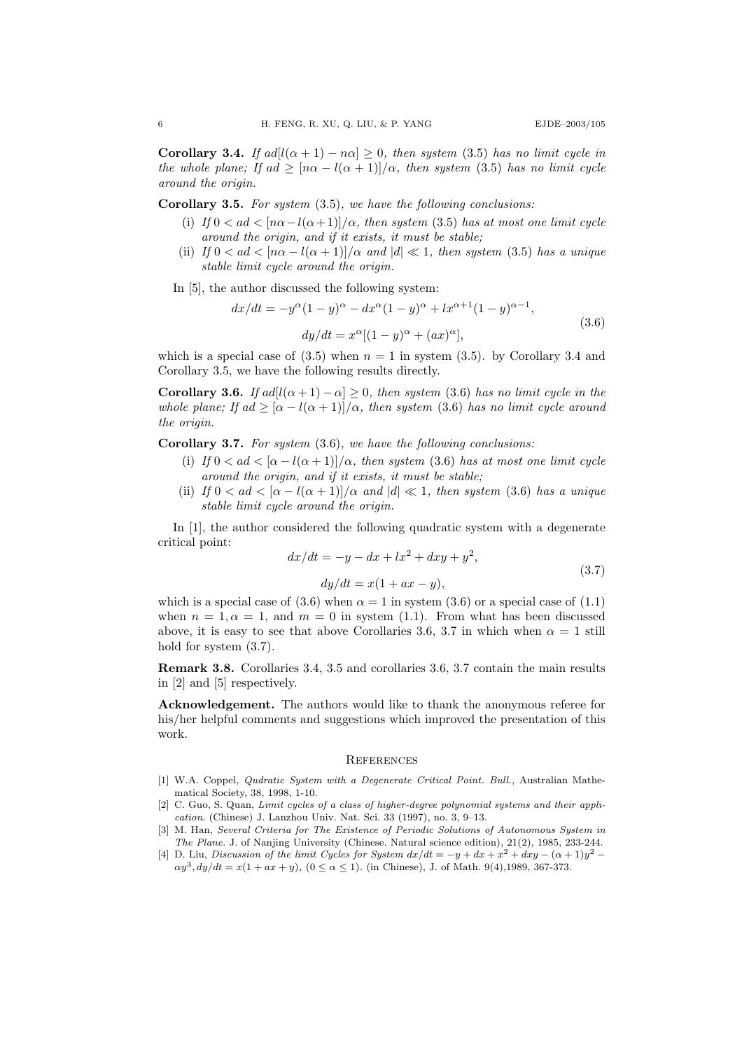**Corollary 3.4.** *If $ad[l(\alpha+1)-n\alpha]\geq 0$, then system (3.5) has no limit cycle in the whole plane; If $ad\geq[n\alpha-l(\alpha+1)]/\alpha$, then system (3.5) has no limit cycle around the origin.*

**Corollary 3.5.** *For system (3.5), we have the following conclusions:*

- (i) *If $0<ad<[n\alpha-l(\alpha+1)]/\alpha$, then system (3.5) has at most one limit cycle around the origin, and if it exists, it must be stable;*
- (ii) *If $0<ad<[n\alpha-l(\alpha+1)]/\alpha$ and $|d|\ll 1$, then system (3.5) has a unique stable limit cycle around the origin.*

In [5], the author discussed the following system:

$$
\begin{aligned}
dx/dt &= -y^{\alpha}(1-y)^{\alpha}-dx^{\alpha}(1-y)^{\alpha}+lx^{\alpha+1}(1-y)^{\alpha-1},\\
dy/dt &= x^{\alpha}[(1-y)^{\alpha}+(ax)^{\alpha}],
\end{aligned}
\tag{3.6}
$$

which is a special case of (3.5) when $n=1$ in system (3.5). by Corollary 3.4 and Corollary 3.5, we have the following results directly.

**Corollary 3.6.** *If $ad[l(\alpha+1)-\alpha]\geq 0$, then system (3.6) has no limit cycle in the whole plane; If $ad\geq[\alpha-l(\alpha+1)]/\alpha$, then system (3.6) has no limit cycle around the origin.*

**Corollary 3.7.** *For system (3.6), we have the following conclusions:*

- (i) *If $0<ad<[\alpha-l(\alpha+1)]/\alpha$, then system (3.6) has at most one limit cycle around the origin, and if it exists, it must be stable;*
- (ii) *If $0<ad<[\alpha-l(\alpha+1)]/\alpha$ and $|d|\ll 1$, then system (3.6) has a unique stable limit cycle around the origin.*

In [1], the author considered the following quadratic system with a degenerate critical point:

$$
\begin{aligned}
dx/dt &= -y-dx+lx^2+dxy+y^2,\\
dy/dt &= x(1+ax-y),
\end{aligned}
\tag{3.7}
$$

which is a special case of (3.6) when $\alpha=1$ in system (3.6) or a special case of (1.1) when $n=1,\alpha=1$, and $m=0$ in system (1.1). From what has been discussed above, it is easy to see that above Corollaries 3.6, 3.7 in which when $\alpha=1$ still hold for system (3.7).

**Remark 3.8.** Corollaries 3.4, 3.5 and corollaries 3.6, 3.7 contain the main results in [2] and [5] respectively.

**Acknowledgement.** The authors would like to thank the anonymous referee for his/her helpful comments and suggestions which improved the presentation of this work.

## References

[1] W.A. Coppel, *Qudratic System with a Degenerate Critical Point. Bull.*, Australian Mathematical Society, 38, 1998, 1-10.

[2] C. Guo, S. Quan, *Limit cycles of a class of higher-degree polynomial systems and their application.* (Chinese) J. Lanzhou Univ. Nat. Sci. 33 (1997), no. 3, 9–13.

[3] M. Han, *Several Criteria for The Existence of Periodic Solutions of Autonomous System in The Plane.* J. of Nanjing University (Chinese. Natural science edition), 21(2), 1985, 233-244.

[4] D. Liu, *Discussion of the limit Cycles for System $dx/dt=-y+dx+x^2+dxy-(\alpha+1)y^2-\alpha y^3, dy/dt=x(1+ax+y)$, $(0\leq\alpha\leq 1)$.* (in Chinese), J. of Math. 9(4),1989, 367-373.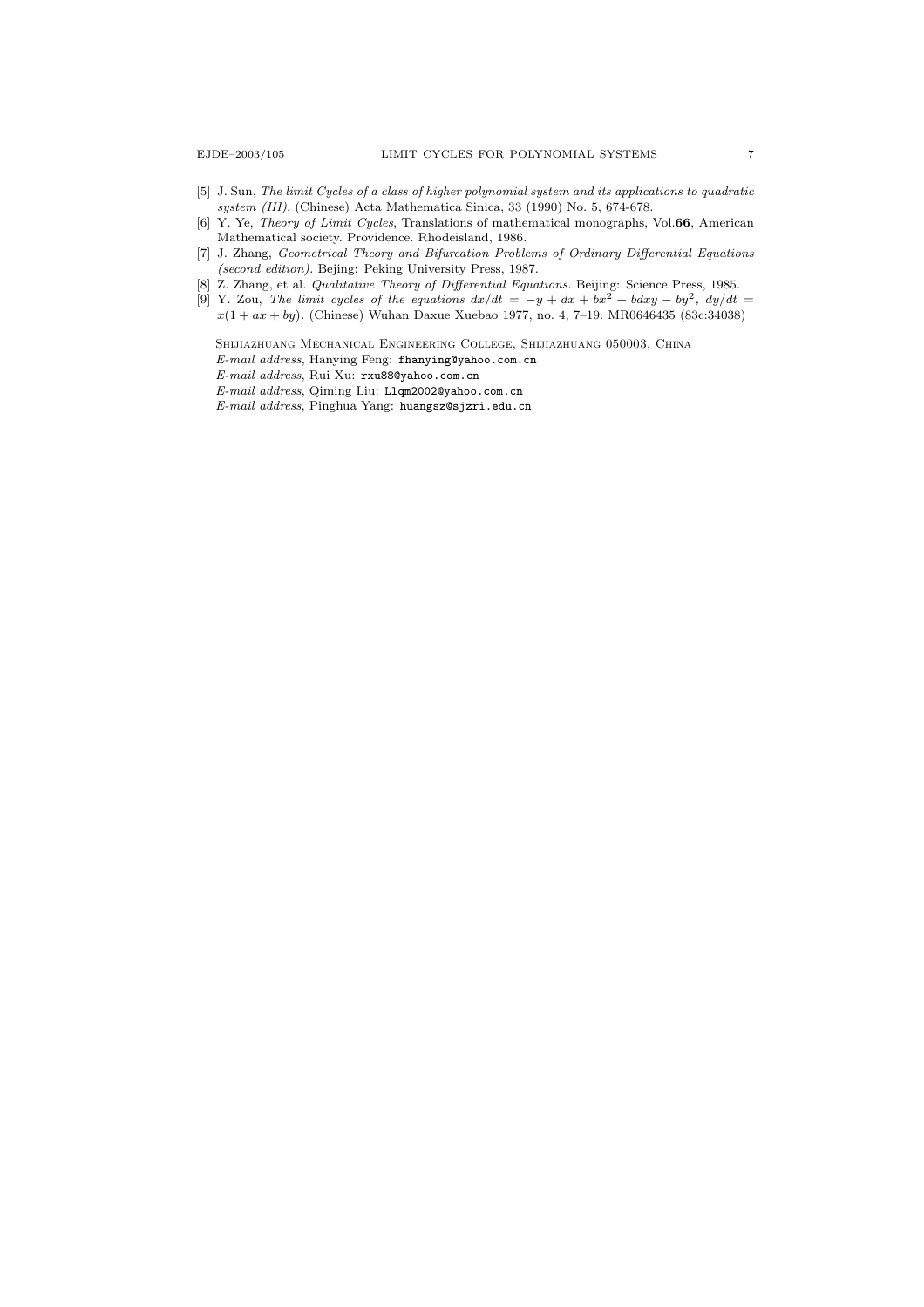[5] J. Sun, *The limit Cycles of a class of higher polynomial system and its applications to quadratic system (III)*. (Chinese) Acta Mathematica Sinica, 33 (1990) No. 5, 674-678.

[6] Y. Ye, *Theory of Limit Cycles*, Translations of mathematical monographs, Vol.**66**, American Mathematical society. Providence. Rhodeisland, 1986.

[7] J. Zhang, *Geometrical Theory and Bifurcation Problems of Ordinary Differential Equations (second edition)*. Bejing: Peking University Press, 1987.

[8] Z. Zhang, et al. *Qualitative Theory of Differential Equations*. Beijing: Science Press, 1985.

[9] Y. Zou, *The limit cycles of the equations* $dx/dt = -y + dx + bx^2 + bdxy - by^2$, $dy/dt = x(1 + ax + by)$. (Chinese) Wuhan Daxue Xuebao 1977, no. 4, 7–19. MR0646435 (83c:34038)

Shijiazhuang Mechanical Engineering College, Shijiazhuang 050003, China

*E-mail address*, Hanying Feng: fhanying@yahoo.com.cn

*E-mail address*, Rui Xu: rxu88@yahoo.com.cn

*E-mail address*, Qiming Liu: Llqm2002@yahoo.com.cn

*E-mail address*, Pinghua Yang: huangsz@sjzri.edu.cn